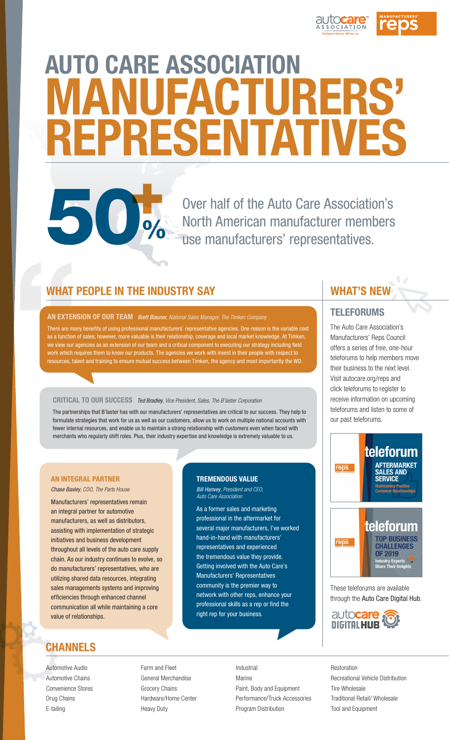# AUTO CARE ASSOCIATION MANUFACTURERS' REPRESENTATIVES

**50+%**

Over half of the Auto Care Association's North American manufacturer members use manufacturers' representatives.

## WHAT PEOPLE IN THE INDUSTRY SAY

### AN EXTENSION OF OUR TEAM
*Brett Blauner, National Sales Manager, The Timken Company*

There are many benefits of using professional manufacturers' representative agencies. One reason is the variable cost as a function of sales; however, more valuable is their relationship, coverage and local market knowledge. At Timken, we view our agencies as an extension of our team and a critical component to executing our strategy including field work which requires them to know our products. The agencies we work with invest in their people with respect to resources, talent and training to ensure mutual success between Timken, the agency and most importantly the WD.

### CRITICAL TO OUR SUCCESS
*Ted Bradley, Vice President, Sales, The B'laster Corporation*

The partnerships that B'laster has with our manufacturers' representatives are critical to our success. They help to formulate strategies that work for us as well as our customers, allow us to work on multiple national accounts with fewer internal resources, and enable us to maintain a strong relationship with customers even when faced with merchants who regularly shift roles. Plus, their industry expertise and knowledge is extremely valuable to us.

### AN INTEGRAL PARTNER
*Chase Baxley, COO, The Parts House*

Manufacturers' representatives remain an integral partner for automotive manufacturers, as well as distributors, assisting with implementation of strategic initiatives and business development throughout all levels of the auto care supply chain. As our industry continues to evolve, so do manufacturers' representatives, who are utilizing shared data resources, integrating sales managements systems and improving efficiencies through enhanced channel communication all while maintaining a core value of relationships.

### TREMENDOUS VALUE
*Bill Hanvey, President and CEO, Auto Care Association*

As a former sales and marketing professional in the aftermarket for several major manufacturers, I've worked hand-in-hand with manufacturers' representatives and experienced the tremendous value they provide. Getting involved with the Auto Care's Manufacturers' Representatives community is the premier way to network with other reps, enhance your professional skills as a rep or find the right rep for your business.

## WHAT'S NEW

### TELEFORUMS

The Auto Care Association's Manufacturers' Reps Council offers a series of free, one-hour teleforums to help members move their business to the next level. Visit autocare.org/reps and click teleforums to register to receive information on upcoming teleforums and listen to some of our past teleforums.

**teleforum** — AFTERMARKET SALES AND SERVICE: Maintaining Positive Customer Relationships

**teleforum** — TOP BUSINESS CHALLENGES OF 2019: Industry Experts Share Their Insights

These teleforums are available through the Auto Care Digital Hub.

## CHANNELS

- Automotive Audio
- Automotive Chains
- Convenience Stores
- Drug Chains
- E-tailing
- Farm and Fleet
- General Merchandise
- Grocery Chains
- Hardware/Home Center
- Heavy Duty
- Industrial
- Marine
- Paint, Body and Equipment
- Performance/Truck Accessories
- Program Distribution
- Restoration
- Recreational Vehicle Distribution
- Tire Wholesale
- Traditional Retail/ Wholesale
- Tool and Equipment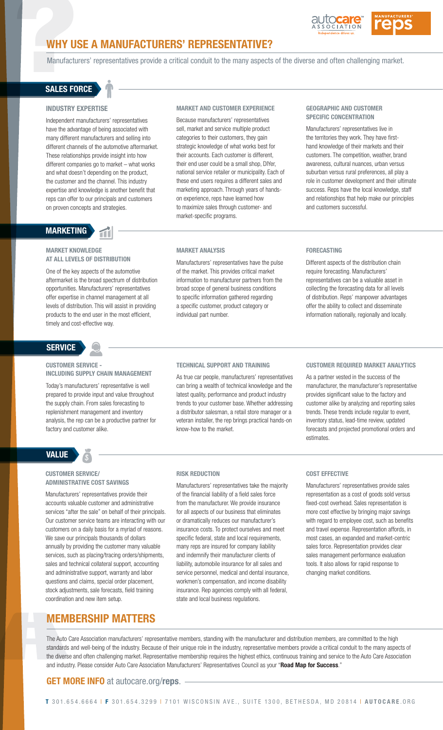# WHY USE A MANUFACTURERS' REPRESENTATIVE?

Manufacturers' representatives provide a critical conduit to the many aspects of the diverse and often challenging market.

## SALES FORCE

### INDUSTRY EXPERTISE

Independent manufacturers' representatives have the advantage of being associated with many different manufacturers and selling into different channels of the automotive aftermarket. These relationships provide insight into how different companies go to market – what works and what doesn't depending on the product, the customer and the channel. This industry expertise and knowledge is another benefit that reps can offer to our principals and customers on proven concepts and strategies.

### MARKET AND CUSTOMER EXPERIENCE

Because manufacturers' representatives sell, market and service multiple product categories to their customers, they gain strategic knowledge of what works best for their accounts. Each customer is different, their end user could be a small shop, DIYer, national service retailer or municipality. Each of these end users requires a different sales and marketing approach. Through years of hands-on experience, reps have learned how to maximize sales through customer- and market-specific programs.

### GEOGRAPHIC AND CUSTOMER SPECIFIC CONCENTRATION

Manufacturers' representatives live in the territories they work. They have first-hand knowledge of their markets and their customers. The competition, weather, brand awareness, cultural nuances, urban versus suburban versus rural preferences, all play a role in customer development and their ultimate success. Reps have the local knowledge, staff and relationships that help make our principles and customers successful.

## MARKETING

### MARKET KNOWLEDGE AT ALL LEVELS OF DISTRIBUTION

One of the key aspects of the automotive aftermarket is the broad spectrum of distribution opportunities. Manufacturers' representatives offer expertise in channel management at all levels of distribution. This will assist in providing products to the end user in the most efficient, timely and cost-effective way.

### MARKET ANALYSIS

Manufacturers' representatives have the pulse of the market. This provides critical market information to manufacturer partners from the broad scope of general business conditions to specific information gathered regarding a specific customer, product category or individual part number.

### FORECASTING

Different aspects of the distribution chain require forecasting. Manufacturers' representatives can be a valuable asset in collecting the forecasting data for all levels of distribution. Reps' manpower advantages offer the ability to collect and disseminate information nationally, regionally and locally.

## SERVICE

### CUSTOMER SERVICE - INCLUDING SUPPLY CHAIN MANAGEMENT

Today's manufacturers' representative is well prepared to provide input and value throughout the supply chain. From sales forecasting to replenishment management and inventory analysis, the rep can be a productive partner for factory and customer alike.

### TECHNICAL SUPPORT AND TRAINING

As true car people, manufacturers' representatives can bring a wealth of technical knowledge and the latest quality, performance and product industry trends to your customer base. Whether addressing a distributor salesman, a retail store manager or a veteran installer, the rep brings practical hands-on know-how to the market.

### CUSTOMER REQUIRED MARKET ANALYTICS

As a partner vested in the success of the manufacturer, the manufacturer's representative provides significant value to the factory and customer alike by analyzing and reporting sales trends. These trends include regular to event, inventory status, lead-time review, updated forecasts and projected promotional orders and estimates.

## VALUE

### CUSTOMER SERVICE/ ADMINISTRATIVE COST SAVINGS

Manufacturers' representatives provide their accounts valuable customer and administrative services "after the sale" on behalf of their principals. Our customer service teams are interacting with our customers on a daily basis for a myriad of reasons. We save our principals thousands of dollars annually by providing the customer many valuable services, such as placing/tracing orders/shipments, sales and technical collateral support, accounting and administrative support, warranty and labor questions and claims, special order placement, stock adjustments, sale forecasts, field training coordination and new item setup.

### RISK REDUCTION

Manufacturers' representatives take the majority of the financial liability of a field sales force from the manufacturer. We provide insurance for all aspects of our business that eliminates or dramatically reduces our manufacturer's insurance costs. To protect ourselves and meet specific federal, state and local requirements, many reps are insured for company liability and indemnify their manufacturer clients of liability, automobile insurance for all sales and service personnel, medical and dental insurance, workmen's compensation, and income disability insurance. Rep agencies comply with all federal, state and local business regulations.

### COST EFFECTIVE

Manufacturers' representatives provide sales representation as a cost of goods sold versus fixed-cost overhead. Sales representation is more cost effective by bringing major savings with regard to employee cost, such as benefits and travel expense. Representation affords, in most cases, an expanded and market-centric sales force. Representation provides clear sales management performance evaluation tools. It also allows for rapid response to changing market conditions.

## MEMBERSHIP MATTERS

The Auto Care Association manufacturers' representative members, standing with the manufacturer and distribution members, are committed to the high standards and well-being of the industry. Because of their unique role in the industry, representative members provide a critical conduit to the many aspects of the diverse and often challenging market. Representative membership requires the highest ethics, continuous training and service to the Auto Care Association and industry. Please consider Auto Care Association Manufacturers' Representatives Council as your "**Road Map for Success**."

**GET MORE INFO** at autocare.org/**reps**.

**T** 301.654.6664 | **F** 301.654.3299 | 7101 WISCONSIN AVE., SUITE 1300, BETHESDA, MD 20814 | **AUTOCARE**.ORG